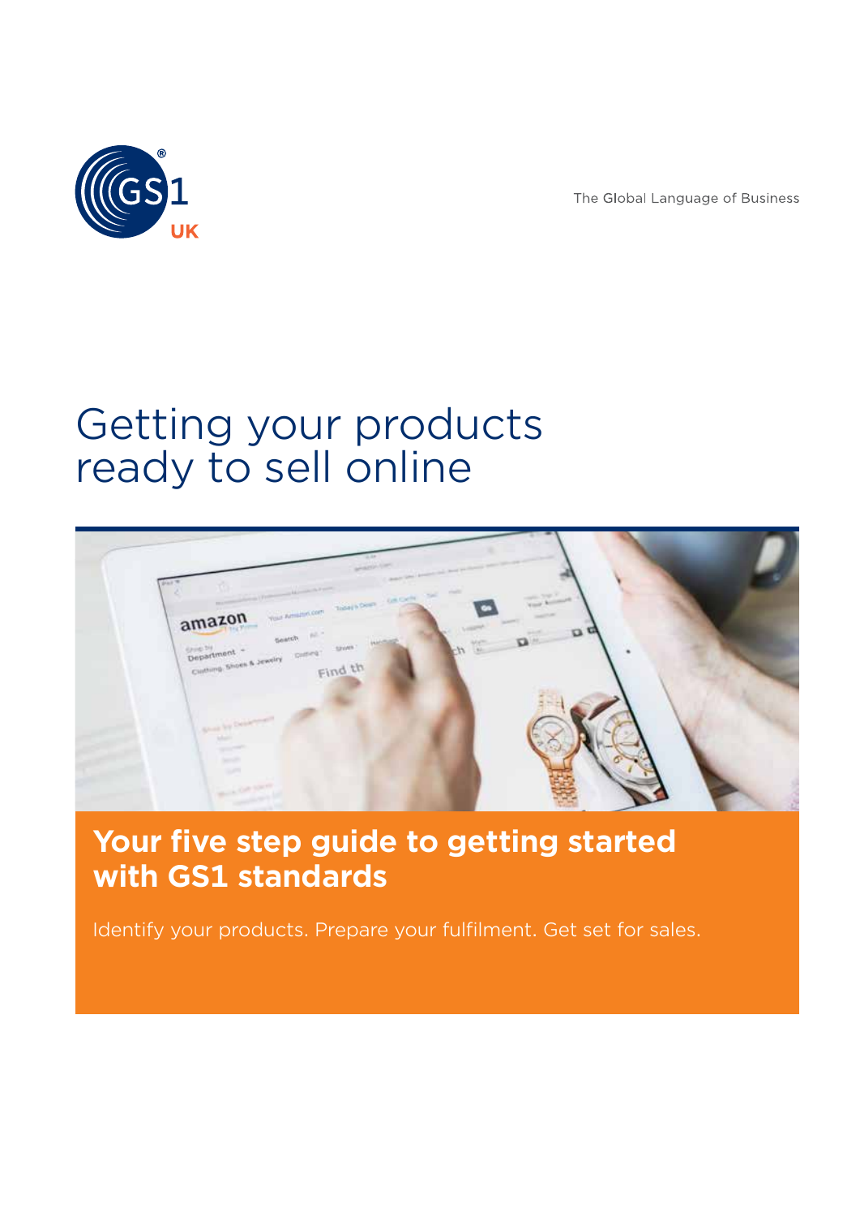The Global Language of Business

# Getting your products ready to sell online

## Your five step guide to getting started with GS1 standards

Identify your products. Prepare your fulfilment. Get set for sales.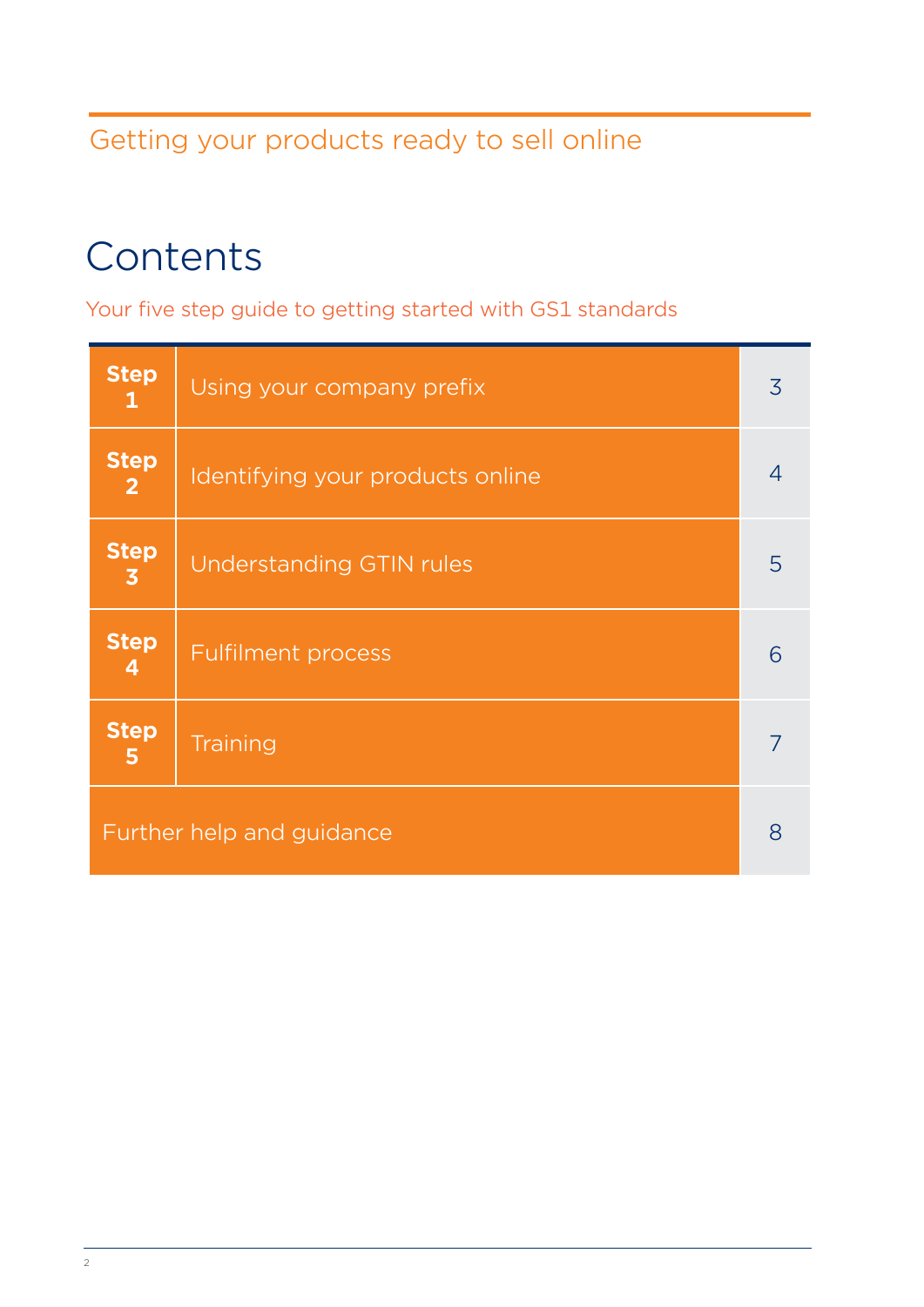# Contents

Your five step guide to getting started with GS1 standards

| | | |
|---|---|---|
| **Step 1** | Using your company prefix | 3 |
| **Step 2** | Identifying your products online | 4 |
| **Step 3** | Understanding GTIN rules | 5 |
| **Step 4** | Fulfilment process | 6 |
| **Step 5** | Training | 7 |
| Further help and guidance | | 8 |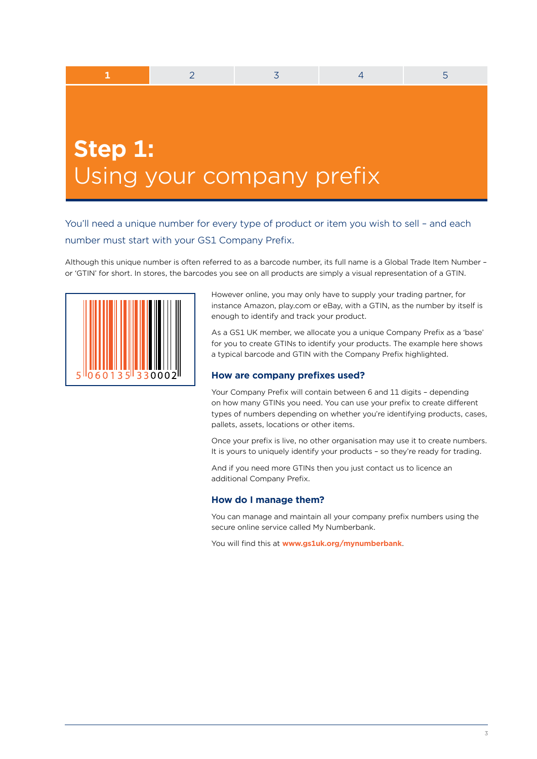# Step 1: Using your company prefix

You'll need a unique number for every type of product or item you wish to sell – and each number must start with your GS1 Company Prefix.

Although this unique number is often referred to as a barcode number, its full name is a Global Trade Item Number – or 'GTIN' for short. In stores, the barcodes you see on all products are simply a visual representation of a GTIN.

5 060135 330002

However online, you may only have to supply your trading partner, for instance Amazon, play.com or eBay, with a GTIN, as the number by itself is enough to identify and track your product.

As a GS1 UK member, we allocate you a unique Company Prefix as a 'base' for you to create GTINs to identify your products. The example here shows a typical barcode and GTIN with the Company Prefix highlighted.

## How are company prefixes used?

Your Company Prefix will contain between 6 and 11 digits – depending on how many GTINs you need. You can use your prefix to create different types of numbers depending on whether you're identifying products, cases, pallets, assets, locations or other items.

Once your prefix is live, no other organisation may use it to create numbers. It is yours to uniquely identify your products – so they're ready for trading.

And if you need more GTINs then you just contact us to licence an additional Company Prefix.

## How do I manage them?

You can manage and maintain all your company prefix numbers using the secure online service called My Numberbank.

You will find this at **www.gs1uk.org/mynumberbank**.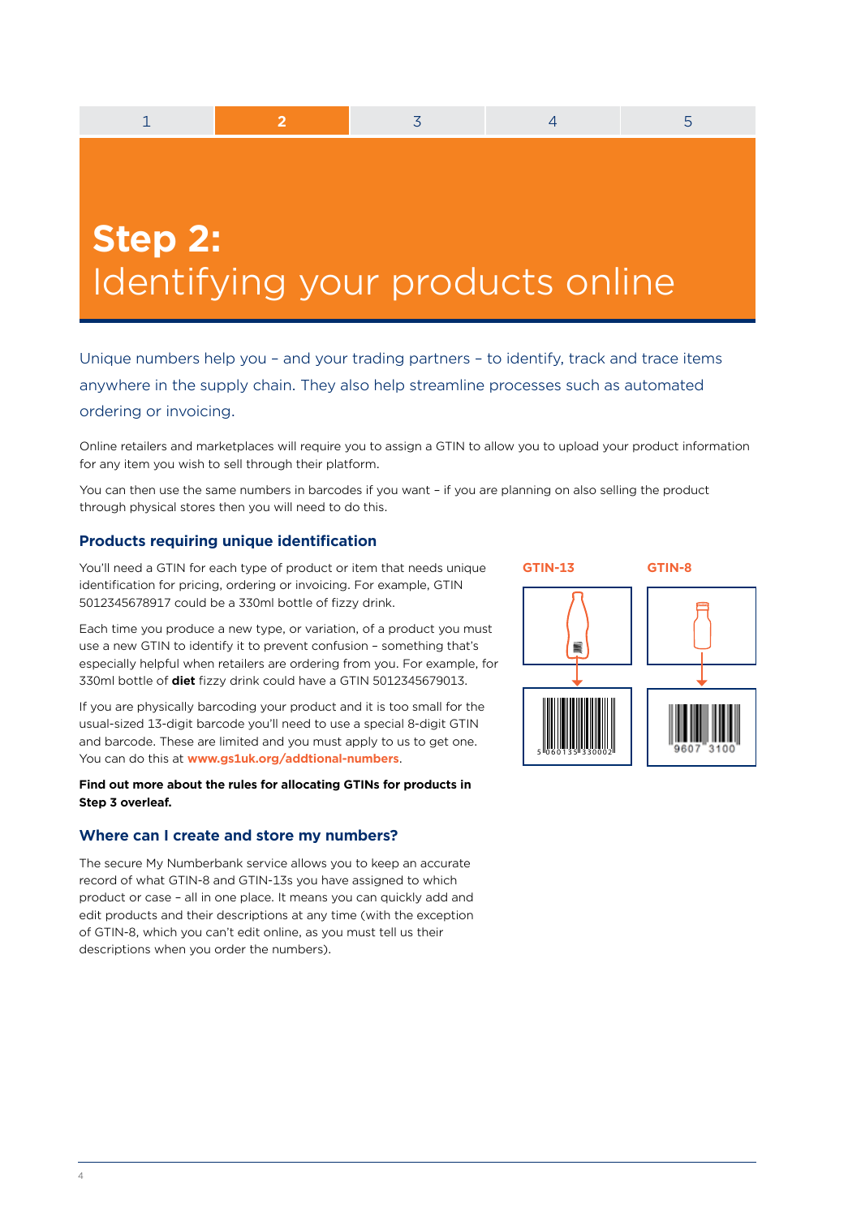# Step 2:
Identifying your products online

Unique numbers help you – and your trading partners – to identify, track and trace items anywhere in the supply chain. They also help streamline processes such as automated ordering or invoicing.

Online retailers and marketplaces will require you to assign a GTIN to allow you to upload your product information for any item you wish to sell through their platform.

You can then use the same numbers in barcodes if you want – if you are planning on also selling the product through physical stores then you will need to do this.

## Products requiring unique identification

You'll need a GTIN for each type of product or item that needs unique identification for pricing, ordering or invoicing. For example, GTIN 5012345678917 could be a 330ml bottle of fizzy drink.

Each time you produce a new type, or variation, of a product you must use a new GTIN to identify it to prevent confusion – something that's especially helpful when retailers are ordering from you. For example, for 330ml bottle of **diet** fizzy drink could have a GTIN 5012345679013.

If you are physically barcoding your product and it is too small for the usual-sized 13-digit barcode you'll need to use a special 8-digit GTIN and barcode. These are limited and you must apply to us to get one. You can do this at **www.gs1uk.org/addtional-numbers**.

**Find out more about the rules for allocating GTINs for products in Step 3 overleaf.**

GTIN-13

GTIN-8

## Where can I create and store my numbers?

The secure My Numberbank service allows you to keep an accurate record of what GTIN-8 and GTIN-13s you have assigned to which product or case – all in one place. It means you can quickly add and edit products and their descriptions at any time (with the exception of GTIN-8, which you can't edit online, as you must tell us their descriptions when you order the numbers).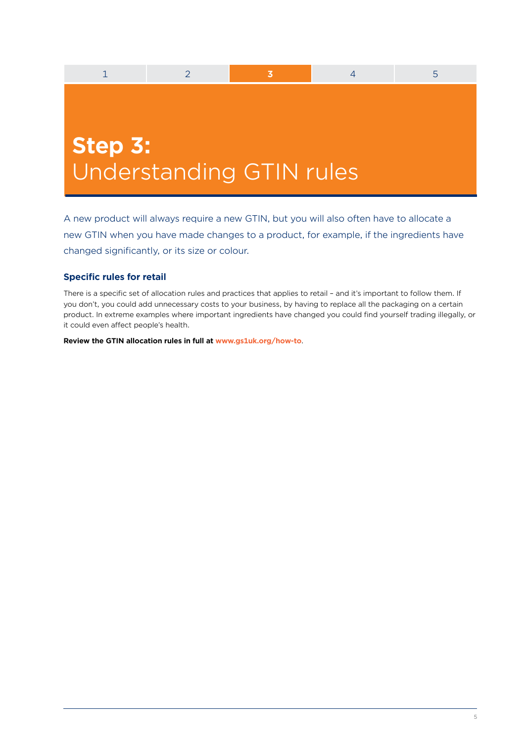# Step 3: Understanding GTIN rules

A new product will always require a new GTIN, but you will also often have to allocate a new GTIN when you have made changes to a product, for example, if the ingredients have changed significantly, or its size or colour.

## Specific rules for retail

There is a specific set of allocation rules and practices that applies to retail – and it's important to follow them. If you don't, you could add unnecessary costs to your business, by having to replace all the packaging on a certain product. In extreme examples where important ingredients have changed you could find yourself trading illegally, or it could even affect people's health.

**Review the GTIN allocation rules in full at www.gs1uk.org/how-to**.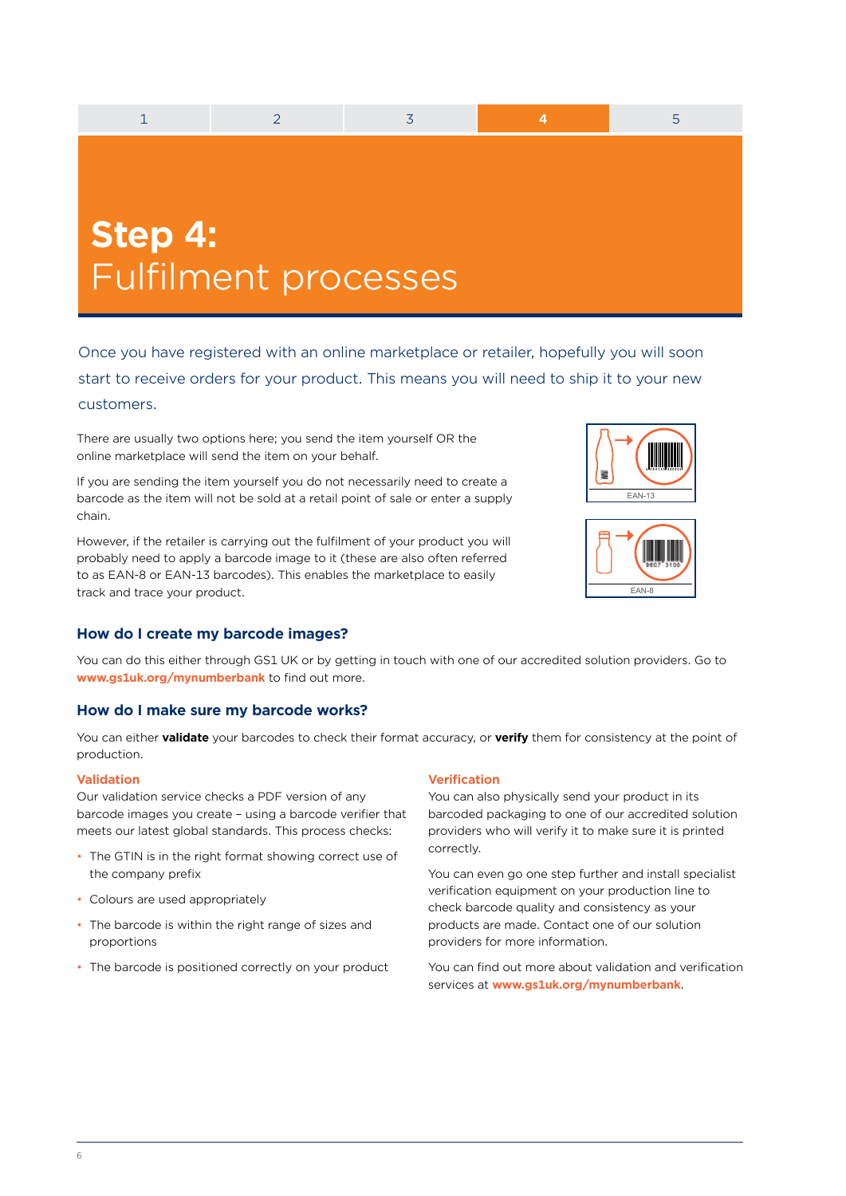# Step 4: Fulfilment processes

Once you have registered with an online marketplace or retailer, hopefully you will soon start to receive orders for your product. This means you will need to ship it to your new customers.

There are usually two options here; you send the item yourself OR the online marketplace will send the item on your behalf.

If you are sending the item yourself you do not necessarily need to create a barcode as the item will not be sold at a retail point of sale or enter a supply chain.

However, if the retailer is carrying out the fulfilment of your product you will probably need to apply a barcode image to it (these are also often referred to as EAN-8 or EAN-13 barcodes). This enables the marketplace to easily track and trace your product.

EAN-13

EAN-8

## How do I create my barcode images?

You can do this either through GS1 UK or by getting in touch with one of our accredited solution providers. Go to **www.gs1uk.org/mynumberbank** to find out more.

## How do I make sure my barcode works?

You can either **validate** your barcodes to check their format accuracy, or **verify** them for consistency at the point of production.

### Validation

Our validation service checks a PDF version of any barcode images you create – using a barcode verifier that meets our latest global standards. This process checks:

- The GTIN is in the right format showing correct use of the company prefix
- Colours are used appropriately
- The barcode is within the right range of sizes and proportions
- The barcode is positioned correctly on your product

### Verification

You can also physically send your product in its barcoded packaging to one of our accredited solution providers who will verify it to make sure it is printed correctly.

You can even go one step further and install specialist verification equipment on your production line to check barcode quality and consistency as your products are made. Contact one of our solution providers for more information.

You can find out more about validation and verification services at **www.gs1uk.org/mynumberbank**.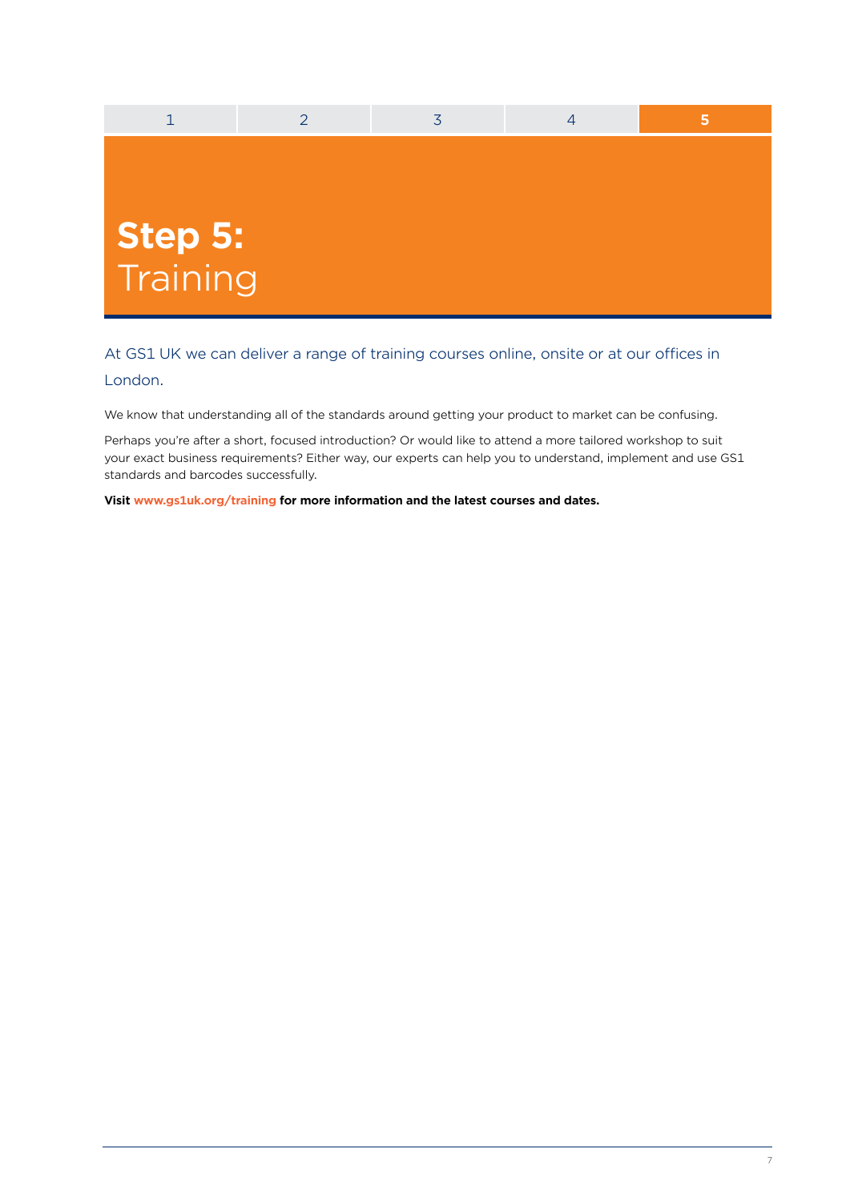| 1 | 2 | 3 | 4 | 5 |
|---|---|---|---|---|

# Step 5: Training

At GS1 UK we can deliver a range of training courses online, onsite or at our offices in London.

We know that understanding all of the standards around getting your product to market can be confusing.

Perhaps you're after a short, focused introduction? Or would like to attend a more tailored workshop to suit your exact business requirements? Either way, our experts can help you to understand, implement and use GS1 standards and barcodes successfully.

**Visit www.gs1uk.org/training for more information and the latest courses and dates.**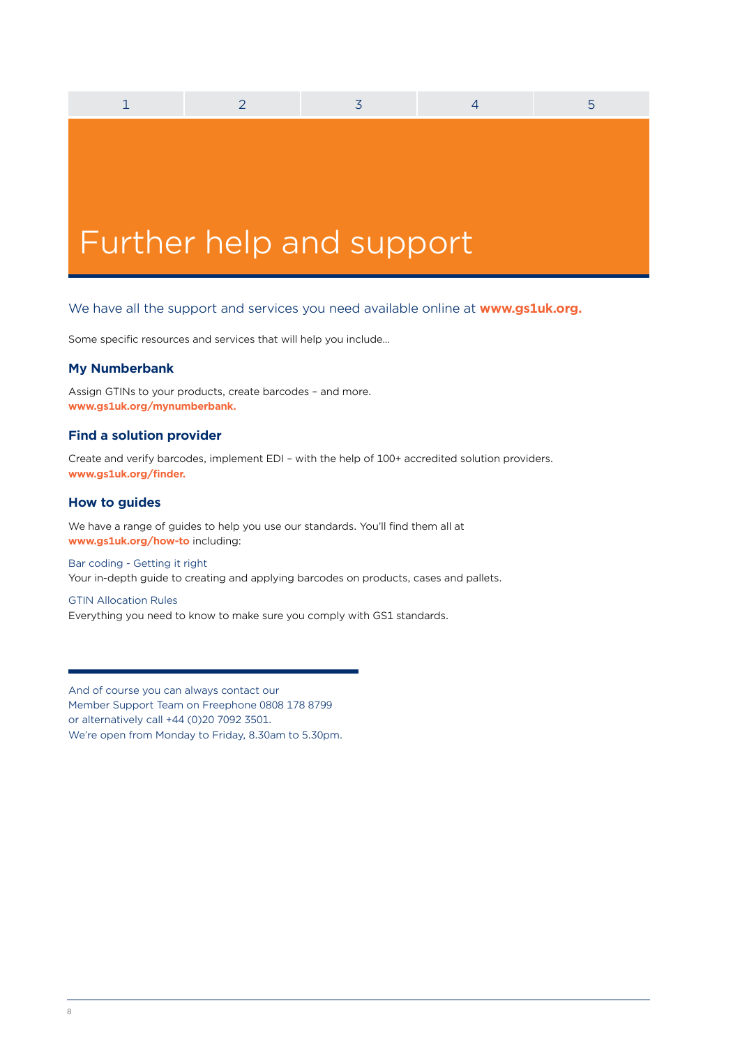# Further help and support

We have all the support and services you need available online at **www.gs1uk.org.**

Some specific resources and services that will help you include…

### My Numberbank

Assign GTINs to your products, create barcodes – and more.
**www.gs1uk.org/mynumberbank.**

### Find a solution provider

Create and verify barcodes, implement EDI – with the help of 100+ accredited solution providers.
**www.gs1uk.org/finder.**

### How to guides

We have a range of guides to help you use our standards. You'll find them all at **www.gs1uk.org/how-to** including:

Bar coding - Getting it right
Your in-depth guide to creating and applying barcodes on products, cases and pallets.

GTIN Allocation Rules
Everything you need to know to make sure you comply with GS1 standards.

And of course you can always contact our Member Support Team on Freephone 0808 178 8799 or alternatively call +44 (0)20 7092 3501.
We're open from Monday to Friday, 8.30am to 5.30pm.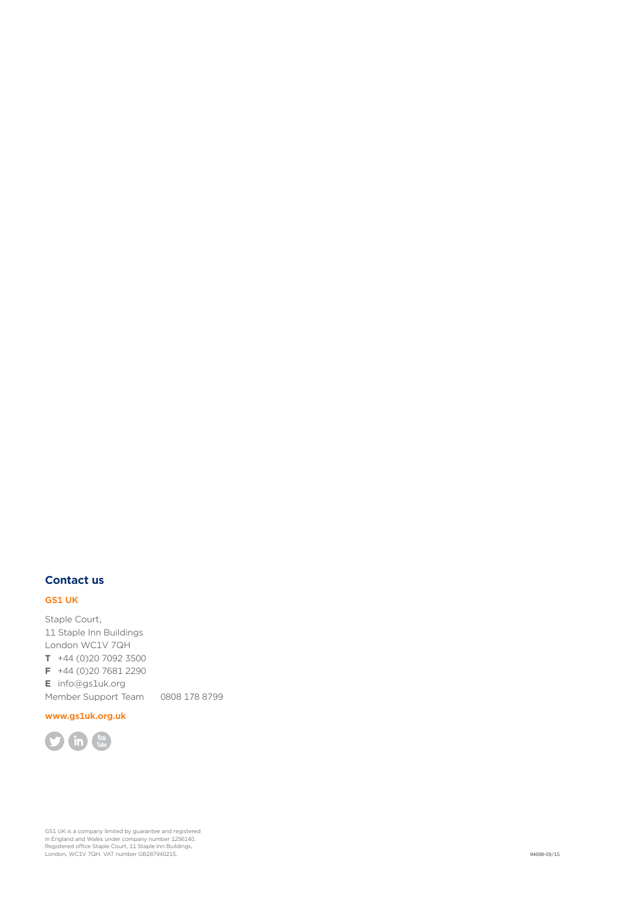## Contact us

**GS1 UK**

Staple Court,
11 Staple Inn Buildings
London WC1V 7QH
**T** +44 (0)20 7092 3500
**F** +44 (0)20 7681 2290
**E** info@gs1uk.org
Member Support Team 0808 178 8799

**www.gs1uk.org.uk**

GS1 UK is a company limited by guarantee and registered in England and Wales under company number 1256140. Registered office Staple Court, 11 Staple Inn Buildings, London, WC1V 7QH. VAT number GB287940215.

94698-09/15